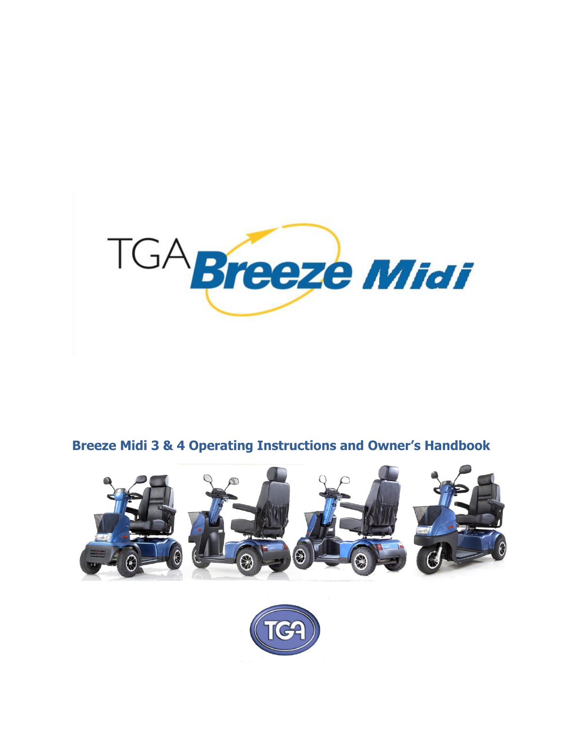# TGA Breeze Midi

## Breeze Midi 3 & 4 Operating Instructions and Owner's Handbook

TGA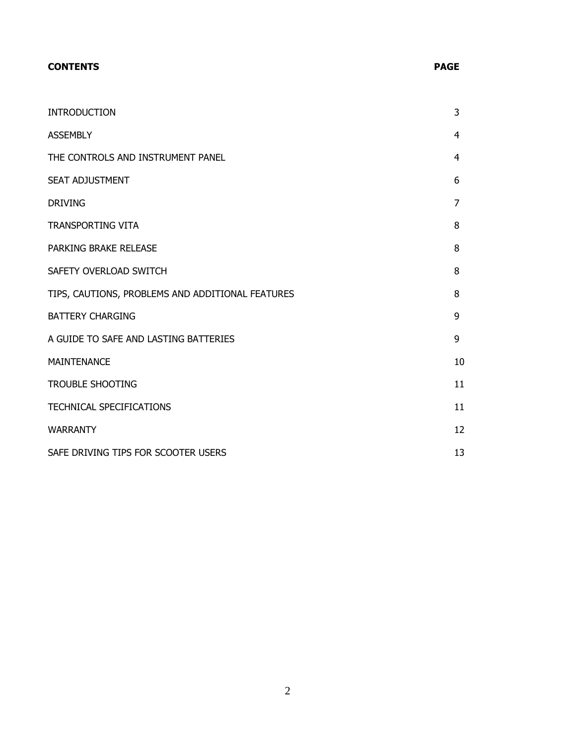| **CONTENTS** | **PAGE** |
|---|---|
| INTRODUCTION | 3 |
| ASSEMBLY | 4 |
| THE CONTROLS AND INSTRUMENT PANEL | 4 |
| SEAT ADJUSTMENT | 6 |
| DRIVING | 7 |
| TRANSPORTING VITA | 8 |
| PARKING BRAKE RELEASE | 8 |
| SAFETY OVERLOAD SWITCH | 8 |
| TIPS, CAUTIONS, PROBLEMS AND ADDITIONAL FEATURES | 8 |
| BATTERY CHARGING | 9 |
| A GUIDE TO SAFE AND LASTING BATTERIES | 9 |
| MAINTENANCE | 10 |
| TROUBLE SHOOTING | 11 |
| TECHNICAL SPECIFICATIONS | 11 |
| WARRANTY | 12 |
| SAFE DRIVING TIPS FOR SCOOTER USERS | 13 |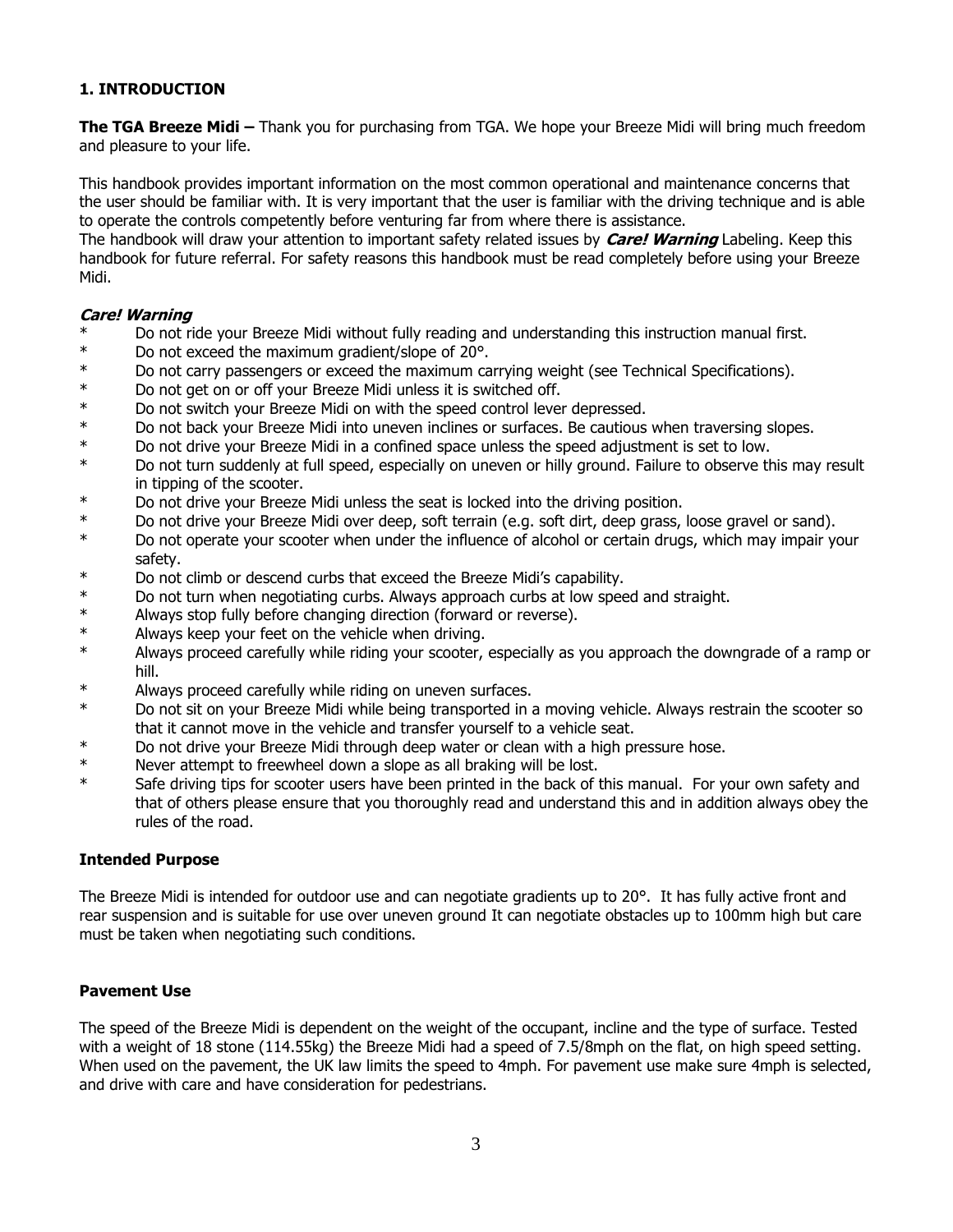## 1. INTRODUCTION

**The TGA Breeze Midi –** Thank you for purchasing from TGA. We hope your Breeze Midi will bring much freedom and pleasure to your life.

This handbook provides important information on the most common operational and maintenance concerns that the user should be familiar with. It is very important that the user is familiar with the driving technique and is able to operate the controls competently before venturing far from where there is assistance.
The handbook will draw your attention to important safety related issues by ***Care! Warning*** Labeling. Keep this handbook for future referral. For safety reasons this handbook must be read completely before using your Breeze Midi.

***Care! Warning***

* Do not ride your Breeze Midi without fully reading and understanding this instruction manual first.
* Do not exceed the maximum gradient/slope of 20°.
* Do not carry passengers or exceed the maximum carrying weight (see Technical Specifications).
* Do not get on or off your Breeze Midi unless it is switched off.
* Do not switch your Breeze Midi on with the speed control lever depressed.
* Do not back your Breeze Midi into uneven inclines or surfaces. Be cautious when traversing slopes.
* Do not drive your Breeze Midi in a confined space unless the speed adjustment is set to low.
* Do not turn suddenly at full speed, especially on uneven or hilly ground. Failure to observe this may result in tipping of the scooter.
* Do not drive your Breeze Midi unless the seat is locked into the driving position.
* Do not drive your Breeze Midi over deep, soft terrain (e.g. soft dirt, deep grass, loose gravel or sand).
* Do not operate your scooter when under the influence of alcohol or certain drugs, which may impair your safety.
* Do not climb or descend curbs that exceed the Breeze Midi's capability.
* Do not turn when negotiating curbs. Always approach curbs at low speed and straight.
* Always stop fully before changing direction (forward or reverse).
* Always keep your feet on the vehicle when driving.
* Always proceed carefully while riding your scooter, especially as you approach the downgrade of a ramp or hill.
* Always proceed carefully while riding on uneven surfaces.
* Do not sit on your Breeze Midi while being transported in a moving vehicle. Always restrain the scooter so that it cannot move in the vehicle and transfer yourself to a vehicle seat.
* Do not drive your Breeze Midi through deep water or clean with a high pressure hose.
* Never attempt to freewheel down a slope as all braking will be lost.
* Safe driving tips for scooter users have been printed in the back of this manual. For your own safety and that of others please ensure that you thoroughly read and understand this and in addition always obey the rules of the road.

### Intended Purpose

The Breeze Midi is intended for outdoor use and can negotiate gradients up to 20°. It has fully active front and rear suspension and is suitable for use over uneven ground It can negotiate obstacles up to 100mm high but care must be taken when negotiating such conditions.

### Pavement Use

The speed of the Breeze Midi is dependent on the weight of the occupant, incline and the type of surface. Tested with a weight of 18 stone (114.55kg) the Breeze Midi had a speed of 7.5/8mph on the flat, on high speed setting. When used on the pavement, the UK law limits the speed to 4mph. For pavement use make sure 4mph is selected, and drive with care and have consideration for pedestrians.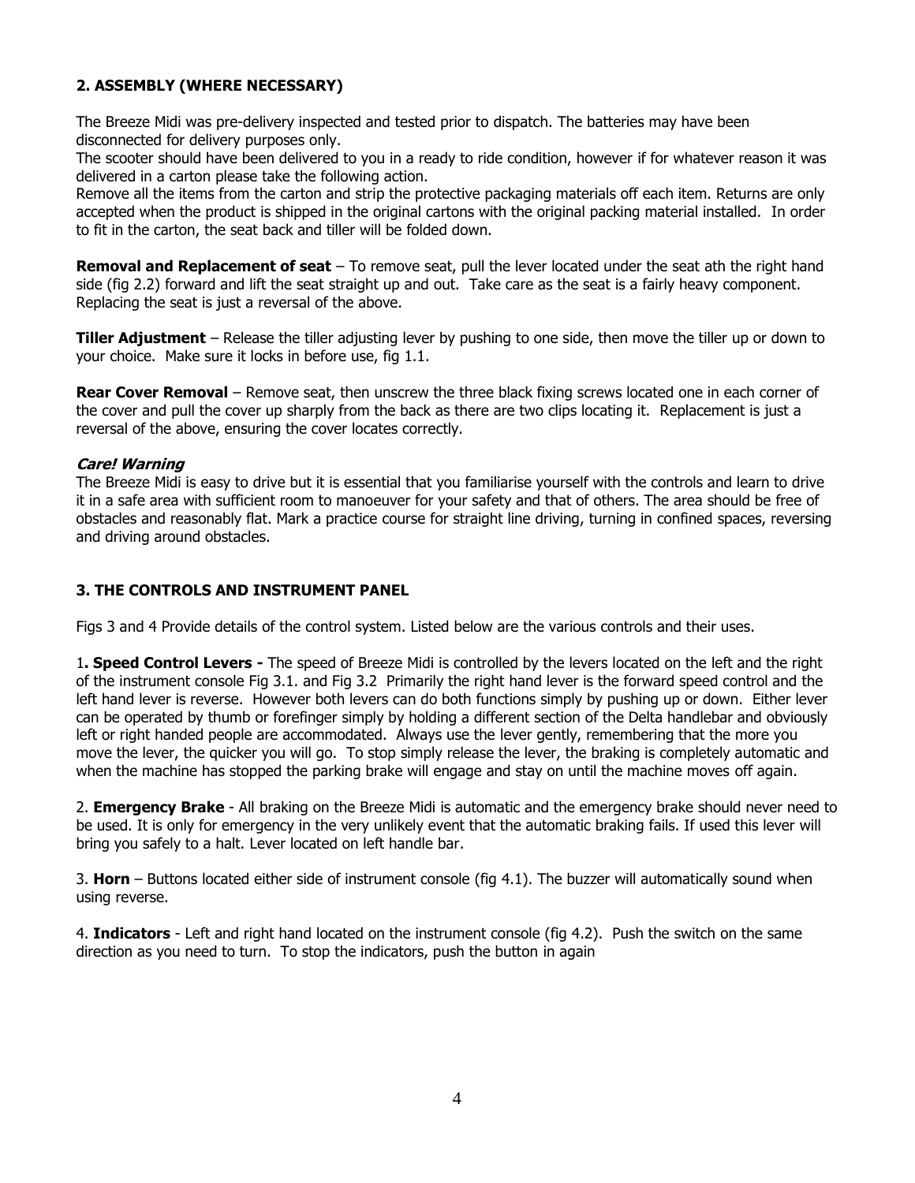## 2. ASSEMBLY (WHERE NECESSARY)

The Breeze Midi was pre-delivery inspected and tested prior to dispatch. The batteries may have been disconnected for delivery purposes only.
The scooter should have been delivered to you in a ready to ride condition, however if for whatever reason it was delivered in a carton please take the following action.
Remove all the items from the carton and strip the protective packaging materials off each item. Returns are only accepted when the product is shipped in the original cartons with the original packing material installed. In order to fit in the carton, the seat back and tiller will be folded down.

**Removal and Replacement of seat** – To remove seat, pull the lever located under the seat ath the right hand side (fig 2.2) forward and lift the seat straight up and out. Take care as the seat is a fairly heavy component. Replacing the seat is just a reversal of the above.

**Tiller Adjustment** – Release the tiller adjusting lever by pushing to one side, then move the tiller up or down to your choice. Make sure it locks in before use, fig 1.1.

**Rear Cover Removal** – Remove seat, then unscrew the three black fixing screws located one in each corner of the cover and pull the cover up sharply from the back as there are two clips locating it. Replacement is just a reversal of the above, ensuring the cover locates correctly.

***Care! Warning***

The Breeze Midi is easy to drive but it is essential that you familiarise yourself with the controls and learn to drive it in a safe area with sufficient room to manoeuver for your safety and that of others. The area should be free of obstacles and reasonably flat. Mark a practice course for straight line driving, turning in confined spaces, reversing and driving around obstacles.

## 3. THE CONTROLS AND INSTRUMENT PANEL

Figs 3 and 4 Provide details of the control system. Listed below are the various controls and their uses.

1**. Speed Control Levers -** The speed of Breeze Midi is controlled by the levers located on the left and the right of the instrument console Fig 3.1. and Fig 3.2 Primarily the right hand lever is the forward speed control and the left hand lever is reverse. However both levers can do both functions simply by pushing up or down. Either lever can be operated by thumb or forefinger simply by holding a different section of the Delta handlebar and obviously left or right handed people are accommodated. Always use the lever gently, remembering that the more you move the lever, the quicker you will go. To stop simply release the lever, the braking is completely automatic and when the machine has stopped the parking brake will engage and stay on until the machine moves off again.

2. **Emergency Brake** - All braking on the Breeze Midi is automatic and the emergency brake should never need to be used. It is only for emergency in the very unlikely event that the automatic braking fails. If used this lever will bring you safely to a halt. Lever located on left handle bar.

3. **Horn** – Buttons located either side of instrument console (fig 4.1). The buzzer will automatically sound when using reverse.

4. **Indicators** - Left and right hand located on the instrument console (fig 4.2). Push the switch on the same direction as you need to turn. To stop the indicators, push the button in again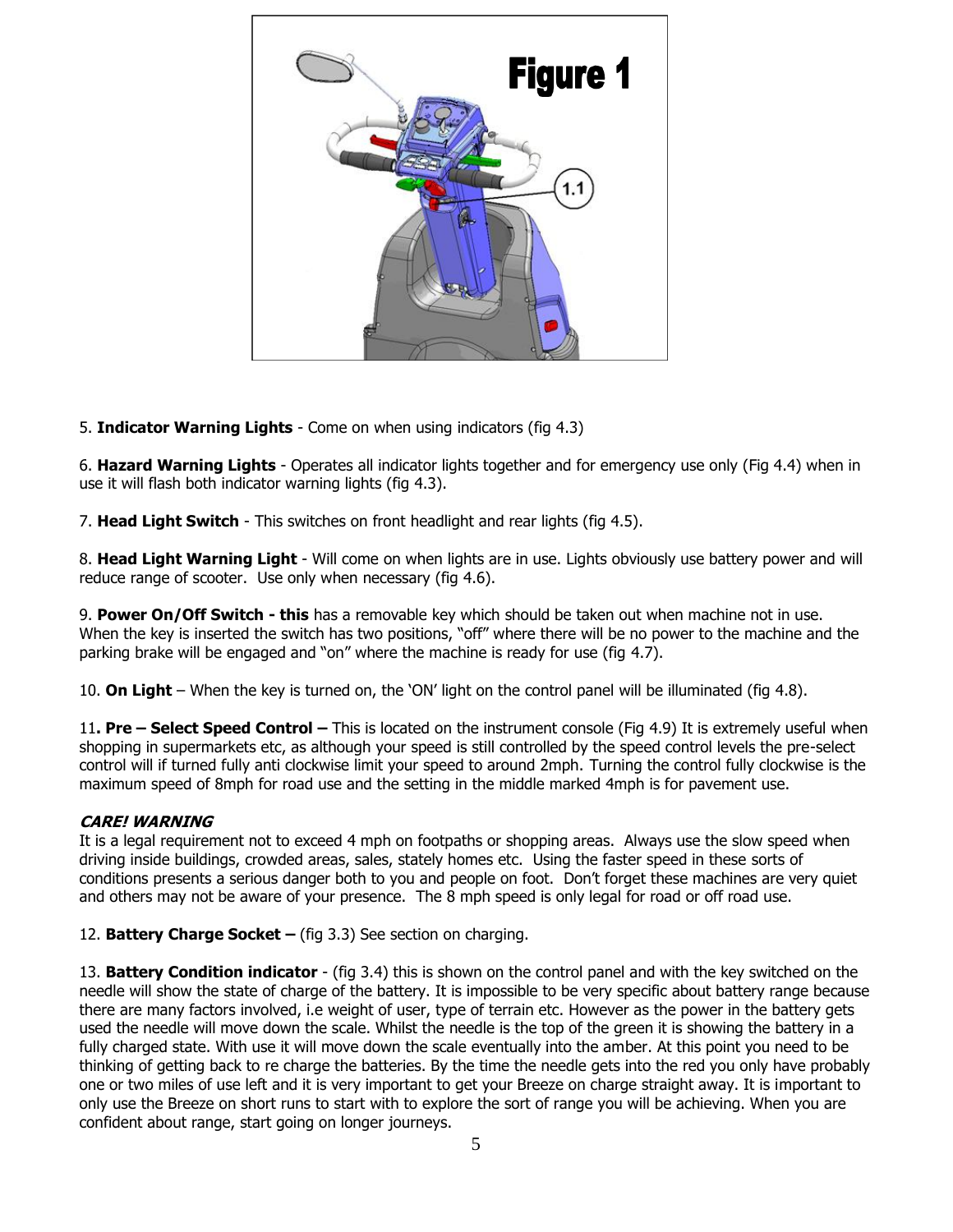5. **Indicator Warning Lights** - Come on when using indicators (fig 4.3)

6. **Hazard Warning Lights** - Operates all indicator lights together and for emergency use only (Fig 4.4) when in use it will flash both indicator warning lights (fig 4.3).

7. **Head Light Switch** - This switches on front headlight and rear lights (fig 4.5).

8. **Head Light Warning Light** - Will come on when lights are in use. Lights obviously use battery power and will reduce range of scooter. Use only when necessary (fig 4.6).

9. **Power On/Off Switch - this** has a removable key which should be taken out when machine not in use. When the key is inserted the switch has two positions, "off" where there will be no power to the machine and the parking brake will be engaged and "on" where the machine is ready for use (fig 4.7).

10. **On Light** – When the key is turned on, the 'ON' light on the control panel will be illuminated (fig 4.8).

11**. Pre – Select Speed Control –** This is located on the instrument console (Fig 4.9) It is extremely useful when shopping in supermarkets etc, as although your speed is still controlled by the speed control levels the pre-select control will if turned fully anti clockwise limit your speed to around 2mph. Turning the control fully clockwise is the maximum speed of 8mph for road use and the setting in the middle marked 4mph is for pavement use.

***CARE! WARNING***

It is a legal requirement not to exceed 4 mph on footpaths or shopping areas. Always use the slow speed when driving inside buildings, crowded areas, sales, stately homes etc. Using the faster speed in these sorts of conditions presents a serious danger both to you and people on foot. Don't forget these machines are very quiet and others may not be aware of your presence. The 8 mph speed is only legal for road or off road use.

12. **Battery Charge Socket –** (fig 3.3) See section on charging.

13. **Battery Condition indicator** - (fig 3.4) this is shown on the control panel and with the key switched on the needle will show the state of charge of the battery. It is impossible to be very specific about battery range because there are many factors involved, i.e weight of user, type of terrain etc. However as the power in the battery gets used the needle will move down the scale. Whilst the needle is the top of the green it is showing the battery in a fully charged state. With use it will move down the scale eventually into the amber. At this point you need to be thinking of getting back to re charge the batteries. By the time the needle gets into the red you only have probably one or two miles of use left and it is very important to get your Breeze on charge straight away. It is important to only use the Breeze on short runs to start with to explore the sort of range you will be achieving. When you are confident about range, start going on longer journeys.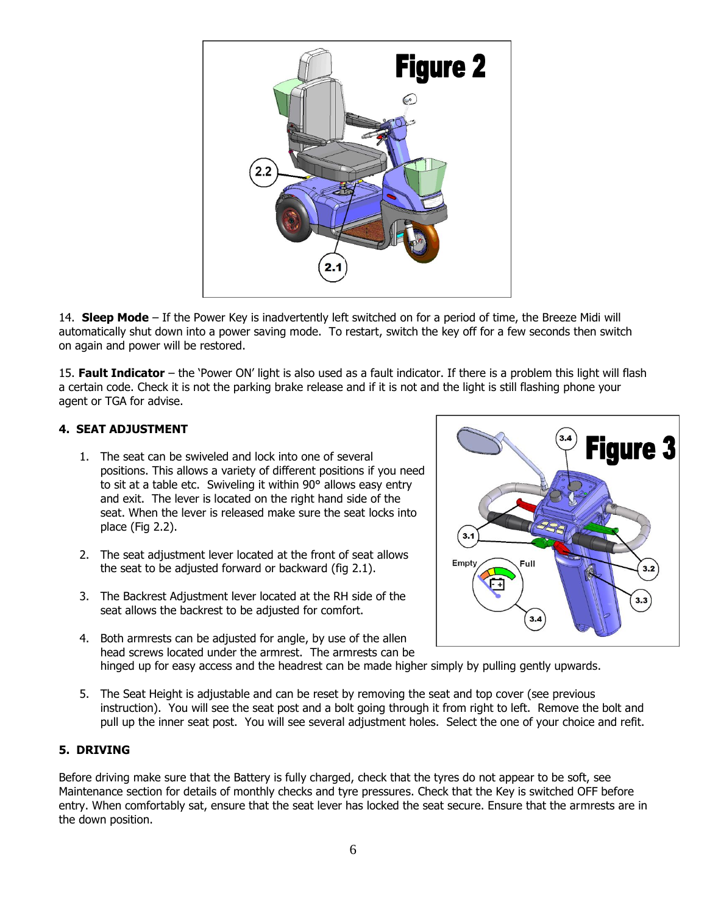14. **Sleep Mode** – If the Power Key is inadvertently left switched on for a period of time, the Breeze Midi will automatically shut down into a power saving mode. To restart, switch the key off for a few seconds then switch on again and power will be restored.

15. **Fault Indicator** – the 'Power ON' light is also used as a fault indicator. If there is a problem this light will flash a certain code. Check it is not the parking brake release and if it is not and the light is still flashing phone your agent or TGA for advise.

### 4. SEAT ADJUSTMENT

1. The seat can be swiveled and lock into one of several positions. This allows a variety of different positions if you need to sit at a table etc. Swiveling it within 90° allows easy entry and exit. The lever is located on the right hand side of the seat. When the lever is released make sure the seat locks into place (Fig 2.2).

2. The seat adjustment lever located at the front of seat allows the seat to be adjusted forward or backward (fig 2.1).

3. The Backrest Adjustment lever located at the RH side of the seat allows the backrest to be adjusted for comfort.

4. Both armrests can be adjusted for angle, by use of the allen head screws located under the armrest. The armrests can be hinged up for easy access and the headrest can be made higher simply by pulling gently upwards.

5. The Seat Height is adjustable and can be reset by removing the seat and top cover (see previous instruction). You will see the seat post and a bolt going through it from right to left. Remove the bolt and pull up the inner seat post. You will see several adjustment holes. Select the one of your choice and refit.

### 5. DRIVING

Before driving make sure that the Battery is fully charged, check that the tyres do not appear to be soft, see Maintenance section for details of monthly checks and tyre pressures. Check that the Key is switched OFF before entry. When comfortably sat, ensure that the seat lever has locked the seat secure. Ensure that the armrests are in the down position.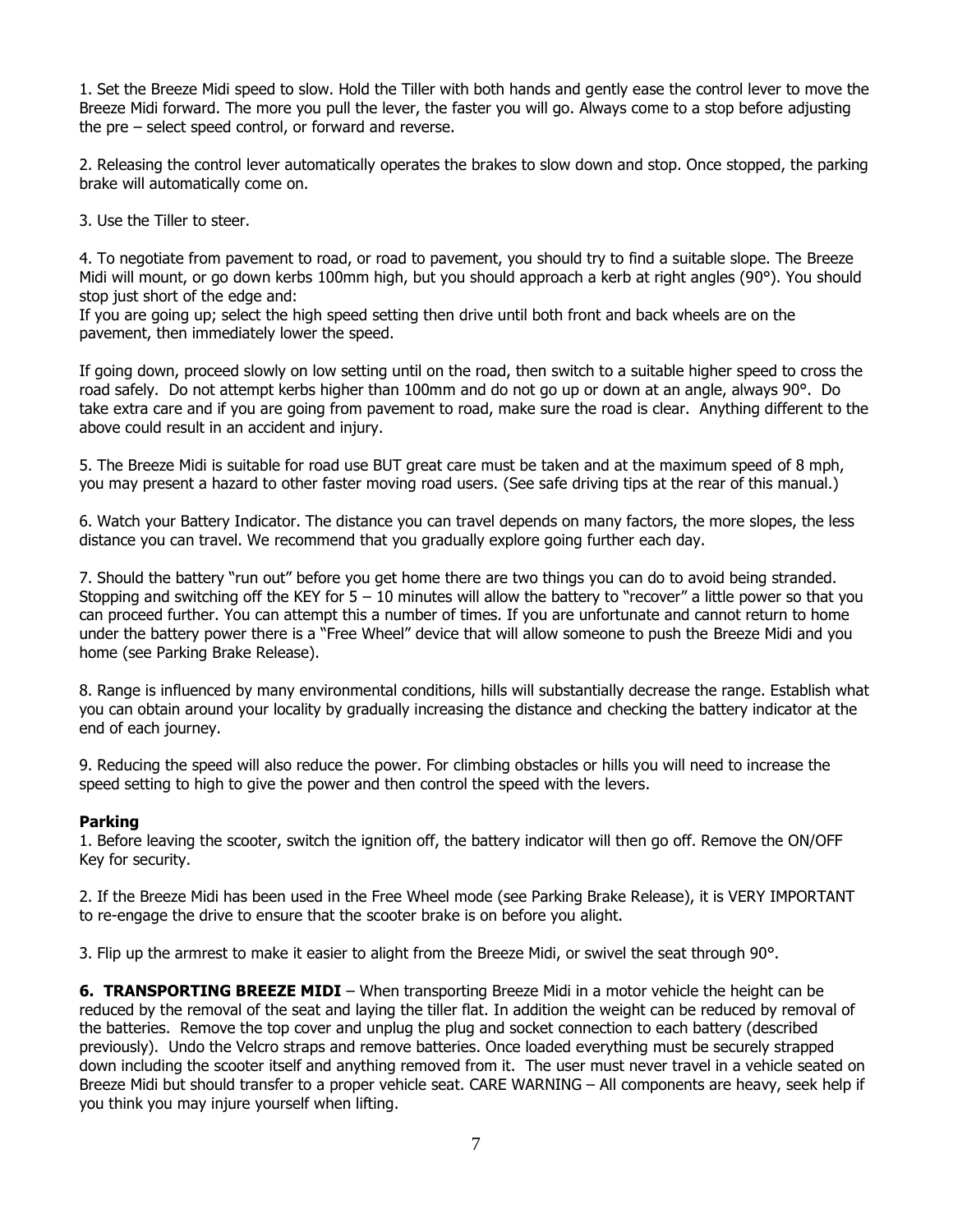1. Set the Breeze Midi speed to slow. Hold the Tiller with both hands and gently ease the control lever to move the Breeze Midi forward. The more you pull the lever, the faster you will go. Always come to a stop before adjusting the pre – select speed control, or forward and reverse.

2. Releasing the control lever automatically operates the brakes to slow down and stop. Once stopped, the parking brake will automatically come on.

3. Use the Tiller to steer.

4. To negotiate from pavement to road, or road to pavement, you should try to find a suitable slope. The Breeze Midi will mount, or go down kerbs 100mm high, but you should approach a kerb at right angles (90°). You should stop just short of the edge and:
If you are going up; select the high speed setting then drive until both front and back wheels are on the pavement, then immediately lower the speed.

If going down, proceed slowly on low setting until on the road, then switch to a suitable higher speed to cross the road safely. Do not attempt kerbs higher than 100mm and do not go up or down at an angle, always 90°. Do take extra care and if you are going from pavement to road, make sure the road is clear. Anything different to the above could result in an accident and injury.

5. The Breeze Midi is suitable for road use BUT great care must be taken and at the maximum speed of 8 mph, you may present a hazard to other faster moving road users. (See safe driving tips at the rear of this manual.)

6. Watch your Battery Indicator. The distance you can travel depends on many factors, the more slopes, the less distance you can travel. We recommend that you gradually explore going further each day.

7. Should the battery "run out" before you get home there are two things you can do to avoid being stranded. Stopping and switching off the KEY for 5 – 10 minutes will allow the battery to "recover" a little power so that you can proceed further. You can attempt this a number of times. If you are unfortunate and cannot return to home under the battery power there is a "Free Wheel" device that will allow someone to push the Breeze Midi and you home (see Parking Brake Release).

8. Range is influenced by many environmental conditions, hills will substantially decrease the range. Establish what you can obtain around your locality by gradually increasing the distance and checking the battery indicator at the end of each journey.

9. Reducing the speed will also reduce the power. For climbing obstacles or hills you will need to increase the speed setting to high to give the power and then control the speed with the levers.

**Parking**

1. Before leaving the scooter, switch the ignition off, the battery indicator will then go off. Remove the ON/OFF Key for security.

2. If the Breeze Midi has been used in the Free Wheel mode (see Parking Brake Release), it is VERY IMPORTANT to re-engage the drive to ensure that the scooter brake is on before you alight.

3. Flip up the armrest to make it easier to alight from the Breeze Midi, or swivel the seat through 90°.

**6. TRANSPORTING BREEZE MIDI** – When transporting Breeze Midi in a motor vehicle the height can be reduced by the removal of the seat and laying the tiller flat. In addition the weight can be reduced by removal of the batteries. Remove the top cover and unplug the plug and socket connection to each battery (described previously). Undo the Velcro straps and remove batteries. Once loaded everything must be securely strapped down including the scooter itself and anything removed from it. The user must never travel in a vehicle seated on Breeze Midi but should transfer to a proper vehicle seat. CARE WARNING – All components are heavy, seek help if you think you may injure yourself when lifting.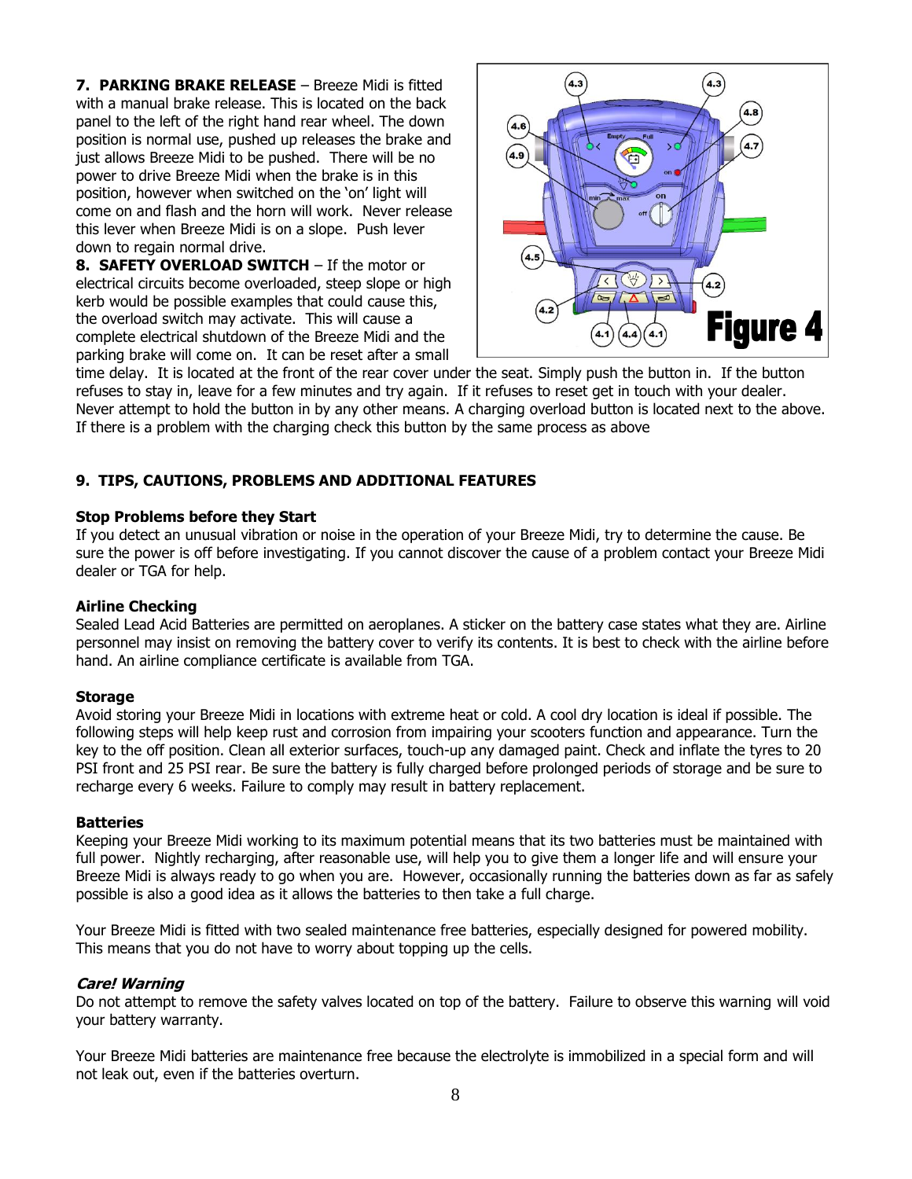**7. PARKING BRAKE RELEASE** – Breeze Midi is fitted with a manual brake release. This is located on the back panel to the left of the right hand rear wheel. The down position is normal use, pushed up releases the brake and just allows Breeze Midi to be pushed. There will be no power to drive Breeze Midi when the brake is in this position, however when switched on the 'on' light will come on and flash and the horn will work. Never release this lever when Breeze Midi is on a slope. Push lever down to regain normal drive.

**8. SAFETY OVERLOAD SWITCH** – If the motor or electrical circuits become overloaded, steep slope or high kerb would be possible examples that could cause this, the overload switch may activate. This will cause a complete electrical shutdown of the Breeze Midi and the parking brake will come on. It can be reset after a small time delay. It is located at the front of the rear cover under the seat. Simply push the button in. If the button refuses to stay in, leave for a few minutes and try again. If it refuses to reset get in touch with your dealer. Never attempt to hold the button in by any other means. A charging overload button is located next to the above. If there is a problem with the charging check this button by the same process as above

Figure 4

## 9. TIPS, CAUTIONS, PROBLEMS AND ADDITIONAL FEATURES

### Stop Problems before they Start

If you detect an unusual vibration or noise in the operation of your Breeze Midi, try to determine the cause. Be sure the power is off before investigating. If you cannot discover the cause of a problem contact your Breeze Midi dealer or TGA for help.

### Airline Checking

Sealed Lead Acid Batteries are permitted on aeroplanes. A sticker on the battery case states what they are. Airline personnel may insist on removing the battery cover to verify its contents. It is best to check with the airline before hand. An airline compliance certificate is available from TGA.

### Storage

Avoid storing your Breeze Midi in locations with extreme heat or cold. A cool dry location is ideal if possible. The following steps will help keep rust and corrosion from impairing your scooters function and appearance. Turn the key to the off position. Clean all exterior surfaces, touch-up any damaged paint. Check and inflate the tyres to 20 PSI front and 25 PSI rear. Be sure the battery is fully charged before prolonged periods of storage and be sure to recharge every 6 weeks. Failure to comply may result in battery replacement.

### Batteries

Keeping your Breeze Midi working to its maximum potential means that its two batteries must be maintained with full power. Nightly recharging, after reasonable use, will help you to give them a longer life and will ensure your Breeze Midi is always ready to go when you are. However, occasionally running the batteries down as far as safely possible is also a good idea as it allows the batteries to then take a full charge.

Your Breeze Midi is fitted with two sealed maintenance free batteries, especially designed for powered mobility. This means that you do not have to worry about topping up the cells.

***Care! Warning***

Do not attempt to remove the safety valves located on top of the battery. Failure to observe this warning will void your battery warranty.

Your Breeze Midi batteries are maintenance free because the electrolyte is immobilized in a special form and will not leak out, even if the batteries overturn.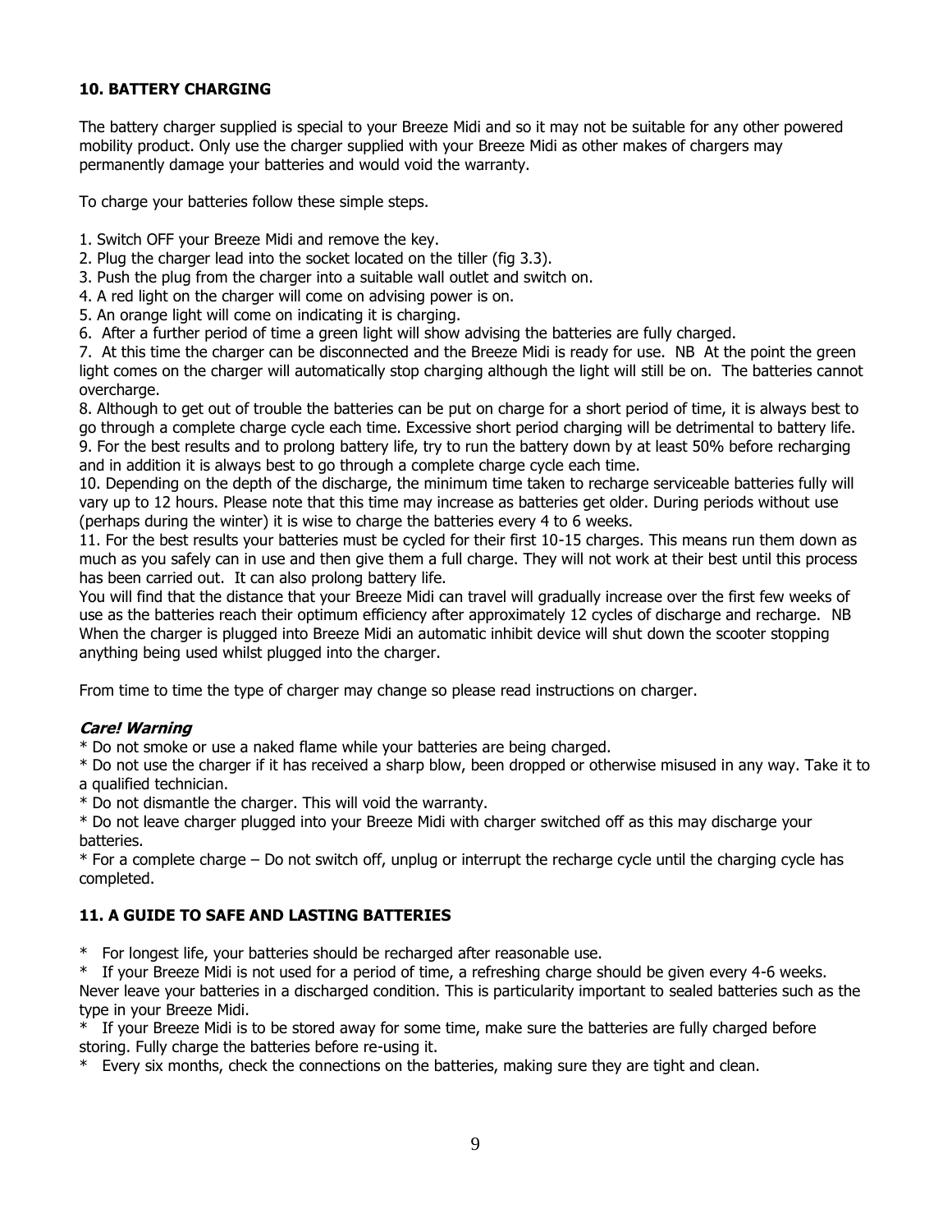## 10. BATTERY CHARGING

The battery charger supplied is special to your Breeze Midi and so it may not be suitable for any other powered mobility product. Only use the charger supplied with your Breeze Midi as other makes of chargers may permanently damage your batteries and would void the warranty.

To charge your batteries follow these simple steps.

1. Switch OFF your Breeze Midi and remove the key.
2. Plug the charger lead into the socket located on the tiller (fig 3.3).
3. Push the plug from the charger into a suitable wall outlet and switch on.
4. A red light on the charger will come on advising power is on.
5. An orange light will come on indicating it is charging.
6. After a further period of time a green light will show advising the batteries are fully charged.
7. At this time the charger can be disconnected and the Breeze Midi is ready for use. NB At the point the green light comes on the charger will automatically stop charging although the light will still be on. The batteries cannot overcharge.
8. Although to get out of trouble the batteries can be put on charge for a short period of time, it is always best to go through a complete charge cycle each time. Excessive short period charging will be detrimental to battery life.
9. For the best results and to prolong battery life, try to run the battery down by at least 50% before recharging and in addition it is always best to go through a complete charge cycle each time.
10. Depending on the depth of the discharge, the minimum time taken to recharge serviceable batteries fully will vary up to 12 hours. Please note that this time may increase as batteries get older. During periods without use (perhaps during the winter) it is wise to charge the batteries every 4 to 6 weeks.
11. For the best results your batteries must be cycled for their first 10-15 charges. This means run them down as much as you safely can in use and then give them a full charge. They will not work at their best until this process has been carried out. It can also prolong battery life.

You will find that the distance that your Breeze Midi can travel will gradually increase over the first few weeks of use as the batteries reach their optimum efficiency after approximately 12 cycles of discharge and recharge. NB When the charger is plugged into Breeze Midi an automatic inhibit device will shut down the scooter stopping anything being used whilst plugged into the charger.

From time to time the type of charger may change so please read instructions on charger.

***Care! Warning***

* Do not smoke or use a naked flame while your batteries are being charged.
* Do not use the charger if it has received a sharp blow, been dropped or otherwise misused in any way. Take it to a qualified technician.
* Do not dismantle the charger. This will void the warranty.
* Do not leave charger plugged into your Breeze Midi with charger switched off as this may discharge your batteries.
* For a complete charge – Do not switch off, unplug or interrupt the recharge cycle until the charging cycle has completed.

## 11. A GUIDE TO SAFE AND LASTING BATTERIES

* For longest life, your batteries should be recharged after reasonable use.
* If your Breeze Midi is not used for a period of time, a refreshing charge should be given every 4-6 weeks. Never leave your batteries in a discharged condition. This is particularity important to sealed batteries such as the type in your Breeze Midi.
* If your Breeze Midi is to be stored away for some time, make sure the batteries are fully charged before storing. Fully charge the batteries before re-using it.
* Every six months, check the connections on the batteries, making sure they are tight and clean.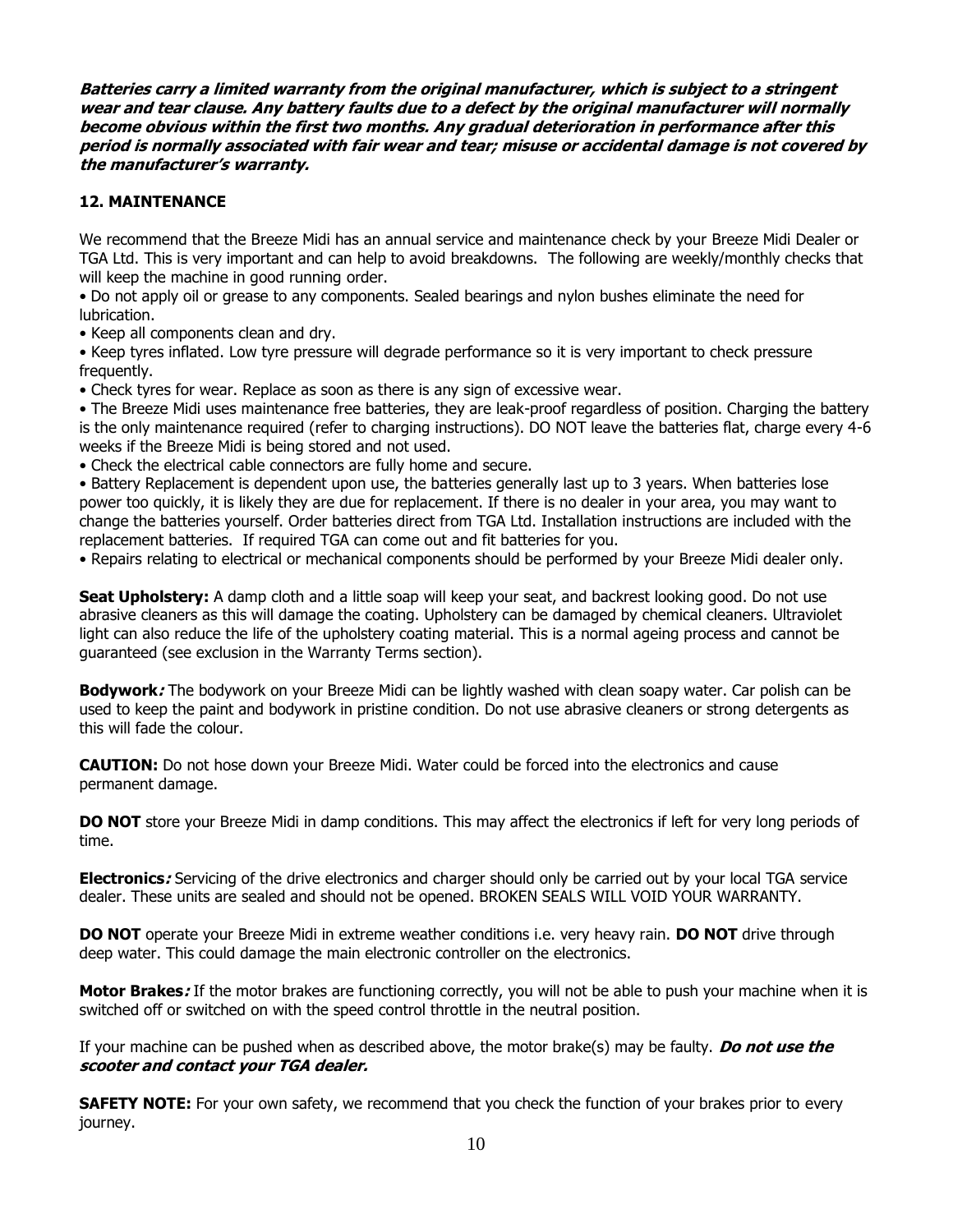***Batteries carry a limited warranty from the original manufacturer, which is subject to a stringent wear and tear clause. Any battery faults due to a defect by the original manufacturer will normally become obvious within the first two months. Any gradual deterioration in performance after this period is normally associated with fair wear and tear; misuse or accidental damage is not covered by the manufacturer's warranty.***

## 12. MAINTENANCE

We recommend that the Breeze Midi has an annual service and maintenance check by your Breeze Midi Dealer or TGA Ltd. This is very important and can help to avoid breakdowns. The following are weekly/monthly checks that will keep the machine in good running order.

- Do not apply oil or grease to any components. Sealed bearings and nylon bushes eliminate the need for lubrication.
- Keep all components clean and dry.
- Keep tyres inflated. Low tyre pressure will degrade performance so it is very important to check pressure frequently.
- Check tyres for wear. Replace as soon as there is any sign of excessive wear.
- The Breeze Midi uses maintenance free batteries, they are leak-proof regardless of position. Charging the battery is the only maintenance required (refer to charging instructions). DO NOT leave the batteries flat, charge every 4-6 weeks if the Breeze Midi is being stored and not used.
- Check the electrical cable connectors are fully home and secure.
- Battery Replacement is dependent upon use, the batteries generally last up to 3 years. When batteries lose power too quickly, it is likely they are due for replacement. If there is no dealer in your area, you may want to change the batteries yourself. Order batteries direct from TGA Ltd. Installation instructions are included with the replacement batteries. If required TGA can come out and fit batteries for you.
- Repairs relating to electrical or mechanical components should be performed by your Breeze Midi dealer only.

**Seat Upholstery:** A damp cloth and a little soap will keep your seat, and backrest looking good. Do not use abrasive cleaners as this will damage the coating. Upholstery can be damaged by chemical cleaners. Ultraviolet light can also reduce the life of the upholstery coating material. This is a normal ageing process and cannot be guaranteed (see exclusion in the Warranty Terms section).

**Bodywork*:*** The bodywork on your Breeze Midi can be lightly washed with clean soapy water. Car polish can be used to keep the paint and bodywork in pristine condition. Do not use abrasive cleaners or strong detergents as this will fade the colour.

**CAUTION:** Do not hose down your Breeze Midi. Water could be forced into the electronics and cause permanent damage.

**DO NOT** store your Breeze Midi in damp conditions. This may affect the electronics if left for very long periods of time.

**Electronics*:*** Servicing of the drive electronics and charger should only be carried out by your local TGA service dealer. These units are sealed and should not be opened. BROKEN SEALS WILL VOID YOUR WARRANTY.

**DO NOT** operate your Breeze Midi in extreme weather conditions i.e. very heavy rain. **DO NOT** drive through deep water. This could damage the main electronic controller on the electronics.

**Motor Brakes*:*** If the motor brakes are functioning correctly, you will not be able to push your machine when it is switched off or switched on with the speed control throttle in the neutral position.

If your machine can be pushed when as described above, the motor brake(s) may be faulty. ***Do not use the scooter and contact your TGA dealer.***

**SAFETY NOTE:** For your own safety, we recommend that you check the function of your brakes prior to every journey.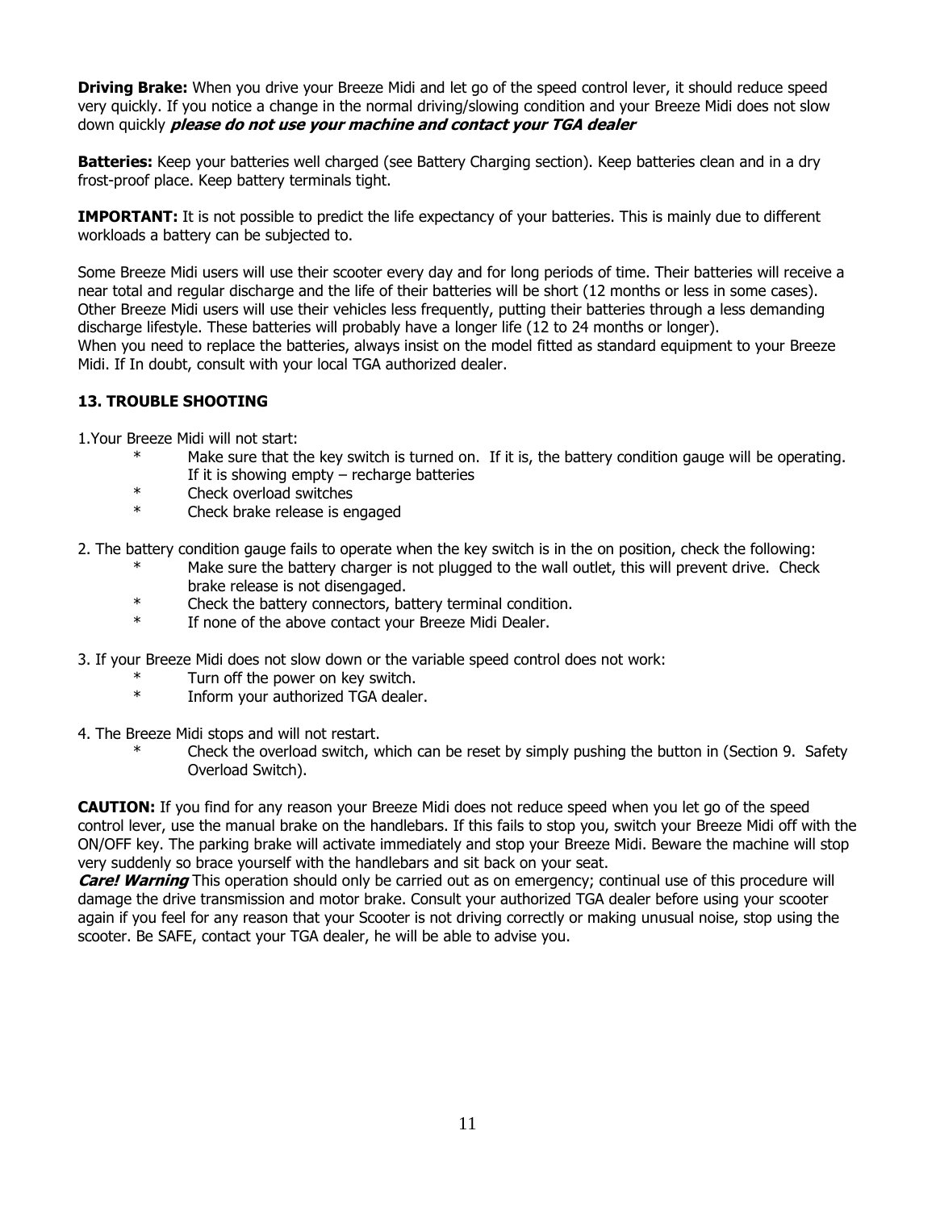**Driving Brake:** When you drive your Breeze Midi and let go of the speed control lever, it should reduce speed very quickly. If you notice a change in the normal driving/slowing condition and your Breeze Midi does not slow down quickly ***please do not use your machine and contact your TGA dealer***

**Batteries:** Keep your batteries well charged (see Battery Charging section). Keep batteries clean and in a dry frost-proof place. Keep battery terminals tight.

**IMPORTANT:** It is not possible to predict the life expectancy of your batteries. This is mainly due to different workloads a battery can be subjected to.

Some Breeze Midi users will use their scooter every day and for long periods of time. Their batteries will receive a near total and regular discharge and the life of their batteries will be short (12 months or less in some cases). Other Breeze Midi users will use their vehicles less frequently, putting their batteries through a less demanding discharge lifestyle. These batteries will probably have a longer life (12 to 24 months or longer).
When you need to replace the batteries, always insist on the model fitted as standard equipment to your Breeze Midi. If In doubt, consult with your local TGA authorized dealer.

## 13. TROUBLE SHOOTING

1.Your Breeze Midi will not start:

- Make sure that the key switch is turned on. If it is, the battery condition gauge will be operating. If it is showing empty – recharge batteries
- Check overload switches
- Check brake release is engaged

2. The battery condition gauge fails to operate when the key switch is in the on position, check the following:

- Make sure the battery charger is not plugged to the wall outlet, this will prevent drive. Check brake release is not disengaged.
- Check the battery connectors, battery terminal condition.
- If none of the above contact your Breeze Midi Dealer.

3. If your Breeze Midi does not slow down or the variable speed control does not work:

- Turn off the power on key switch.
- Inform your authorized TGA dealer.

4. The Breeze Midi stops and will not restart.

- Check the overload switch, which can be reset by simply pushing the button in (Section 9. Safety Overload Switch).

**CAUTION:** If you find for any reason your Breeze Midi does not reduce speed when you let go of the speed control lever, use the manual brake on the handlebars. If this fails to stop you, switch your Breeze Midi off with the ON/OFF key. The parking brake will activate immediately and stop your Breeze Midi. Beware the machine will stop very suddenly so brace yourself with the handlebars and sit back on your seat.
***Care! Warning*** This operation should only be carried out as on emergency; continual use of this procedure will damage the drive transmission and motor brake. Consult your authorized TGA dealer before using your scooter again if you feel for any reason that your Scooter is not driving correctly or making unusual noise, stop using the scooter. Be SAFE, contact your TGA dealer, he will be able to advise you.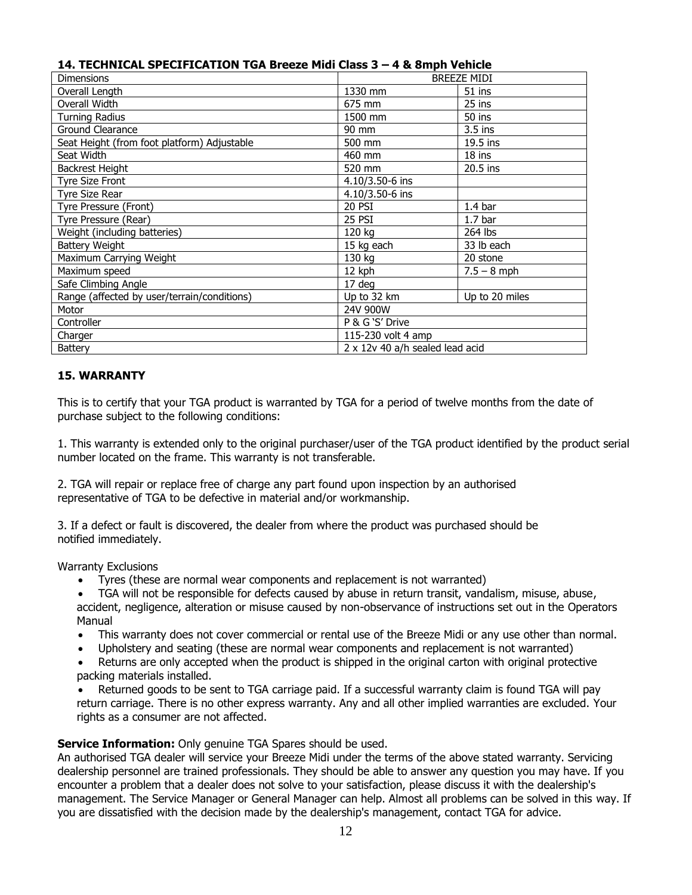### 14. TECHNICAL SPECIFICATION TGA Breeze Midi Class 3 – 4 & 8mph Vehicle

| Dimensions | BREEZE MIDI | |
|---|---|---|
| Overall Length | 1330 mm | 51 ins |
| Overall Width | 675 mm | 25 ins |
| Turning Radius | 1500 mm | 50 ins |
| Ground Clearance | 90 mm | 3.5 ins |
| Seat Height (from foot platform) Adjustable | 500 mm | 19.5 ins |
| Seat Width | 460 mm | 18 ins |
| Backrest Height | 520 mm | 20.5 ins |
| Tyre Size Front | 4.10/3.50-6 ins | |
| Tyre Size Rear | 4.10/3.50-6 ins | |
| Tyre Pressure (Front) | 20 PSI | 1.4 bar |
| Tyre Pressure (Rear) | 25 PSI | 1.7 bar |
| Weight (including batteries) | 120 kg | 264 lbs |
| Battery Weight | 15 kg each | 33 lb each |
| Maximum Carrying Weight | 130 kg | 20 stone |
| Maximum speed | 12 kph | 7.5 – 8 mph |
| Safe Climbing Angle | 17 deg | |
| Range (affected by user/terrain/conditions) | Up to 32 km | Up to 20 miles |
| Motor | 24V 900W | |
| Controller | P & G 'S' Drive | |
| Charger | 115-230 volt 4 amp | |
| Battery | 2 x 12v 40 a/h sealed lead acid | |

### 15. WARRANTY

This is to certify that your TGA product is warranted by TGA for a period of twelve months from the date of purchase subject to the following conditions:

1. This warranty is extended only to the original purchaser/user of the TGA product identified by the product serial number located on the frame. This warranty is not transferable.

2. TGA will repair or replace free of charge any part found upon inspection by an authorised representative of TGA to be defective in material and/or workmanship.

3. If a defect or fault is discovered, the dealer from where the product was purchased should be notified immediately.

Warranty Exclusions

- Tyres (these are normal wear components and replacement is not warranted)
- TGA will not be responsible for defects caused by abuse in return transit, vandalism, misuse, abuse, accident, negligence, alteration or misuse caused by non-observance of instructions set out in the Operators Manual
- This warranty does not cover commercial or rental use of the Breeze Midi or any use other than normal.
- Upholstery and seating (these are normal wear components and replacement is not warranted)
- Returns are only accepted when the product is shipped in the original carton with original protective packing materials installed.
- Returned goods to be sent to TGA carriage paid. If a successful warranty claim is found TGA will pay return carriage. There is no other express warranty. Any and all other implied warranties are excluded. Your rights as a consumer are not affected.

**Service Information:** Only genuine TGA Spares should be used.
An authorised TGA dealer will service your Breeze Midi under the terms of the above stated warranty. Servicing dealership personnel are trained professionals. They should be able to answer any question you may have. If you encounter a problem that a dealer does not solve to your satisfaction, please discuss it with the dealership's management. The Service Manager or General Manager can help. Almost all problems can be solved in this way. If you are dissatisfied with the decision made by the dealership's management, contact TGA for advice.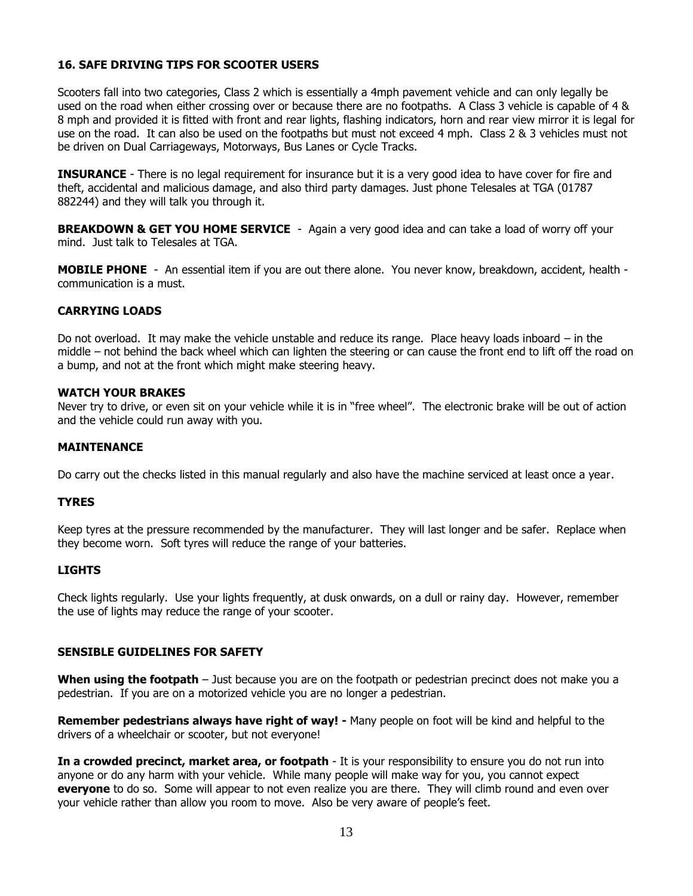## 16. SAFE DRIVING TIPS FOR SCOOTER USERS

Scooters fall into two categories, Class 2 which is essentially a 4mph pavement vehicle and can only legally be used on the road when either crossing over or because there are no footpaths. A Class 3 vehicle is capable of 4 & 8 mph and provided it is fitted with front and rear lights, flashing indicators, horn and rear view mirror it is legal for use on the road. It can also be used on the footpaths but must not exceed 4 mph. Class 2 & 3 vehicles must not be driven on Dual Carriageways, Motorways, Bus Lanes or Cycle Tracks.

**INSURANCE** - There is no legal requirement for insurance but it is a very good idea to have cover for fire and theft, accidental and malicious damage, and also third party damages. Just phone Telesales at TGA (01787 882244) and they will talk you through it.

**BREAKDOWN & GET YOU HOME SERVICE** - Again a very good idea and can take a load of worry off your mind. Just talk to Telesales at TGA.

**MOBILE PHONE** - An essential item if you are out there alone. You never know, breakdown, accident, health - communication is a must.

### CARRYING LOADS

Do not overload. It may make the vehicle unstable and reduce its range. Place heavy loads inboard – in the middle – not behind the back wheel which can lighten the steering or can cause the front end to lift off the road on a bump, and not at the front which might make steering heavy.

### WATCH YOUR BRAKES

Never try to drive, or even sit on your vehicle while it is in "free wheel". The electronic brake will be out of action and the vehicle could run away with you.

### MAINTENANCE

Do carry out the checks listed in this manual regularly and also have the machine serviced at least once a year.

### TYRES

Keep tyres at the pressure recommended by the manufacturer. They will last longer and be safer. Replace when they become worn. Soft tyres will reduce the range of your batteries.

### LIGHTS

Check lights regularly. Use your lights frequently, at dusk onwards, on a dull or rainy day. However, remember the use of lights may reduce the range of your scooter.

### SENSIBLE GUIDELINES FOR SAFETY

**When using the footpath** – Just because you are on the footpath or pedestrian precinct does not make you a pedestrian. If you are on a motorized vehicle you are no longer a pedestrian.

**Remember pedestrians always have right of way! -** Many people on foot will be kind and helpful to the drivers of a wheelchair or scooter, but not everyone!

**In a crowded precinct, market area, or footpath** - It is your responsibility to ensure you do not run into anyone or do any harm with your vehicle. While many people will make way for you, you cannot expect **everyone** to do so. Some will appear to not even realize you are there. They will climb round and even over your vehicle rather than allow you room to move. Also be very aware of people's feet.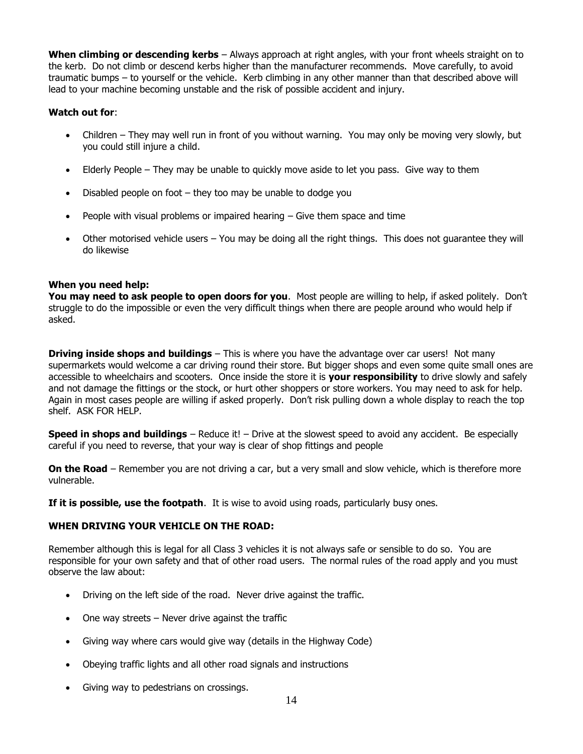**When climbing or descending kerbs** – Always approach at right angles, with your front wheels straight on to the kerb. Do not climb or descend kerbs higher than the manufacturer recommends. Move carefully, to avoid traumatic bumps – to yourself or the vehicle. Kerb climbing in any other manner than that described above will lead to your machine becoming unstable and the risk of possible accident and injury.

**Watch out for**:

- Children – They may well run in front of you without warning. You may only be moving very slowly, but you could still injure a child.
- Elderly People – They may be unable to quickly move aside to let you pass. Give way to them
- Disabled people on foot – they too may be unable to dodge you
- People with visual problems or impaired hearing – Give them space and time
- Other motorised vehicle users – You may be doing all the right things. This does not guarantee they will do likewise

**When you need help:**
**You may need to ask people to open doors for you**. Most people are willing to help, if asked politely. Don't struggle to do the impossible or even the very difficult things when there are people around who would help if asked.

**Driving inside shops and buildings** – This is where you have the advantage over car users! Not many supermarkets would welcome a car driving round their store. But bigger shops and even some quite small ones are accessible to wheelchairs and scooters. Once inside the store it is **your responsibility** to drive slowly and safely and not damage the fittings or the stock, or hurt other shoppers or store workers. You may need to ask for help. Again in most cases people are willing if asked properly. Don't risk pulling down a whole display to reach the top shelf. ASK FOR HELP.

**Speed in shops and buildings** – Reduce it! – Drive at the slowest speed to avoid any accident. Be especially careful if you need to reverse, that your way is clear of shop fittings and people

**On the Road** – Remember you are not driving a car, but a very small and slow vehicle, which is therefore more vulnerable.

**If it is possible, use the footpath**. It is wise to avoid using roads, particularly busy ones.

**WHEN DRIVING YOUR VEHICLE ON THE ROAD:**

Remember although this is legal for all Class 3 vehicles it is not always safe or sensible to do so. You are responsible for your own safety and that of other road users. The normal rules of the road apply and you must observe the law about:

- Driving on the left side of the road. Never drive against the traffic.
- One way streets – Never drive against the traffic
- Giving way where cars would give way (details in the Highway Code)
- Obeying traffic lights and all other road signals and instructions
- Giving way to pedestrians on crossings.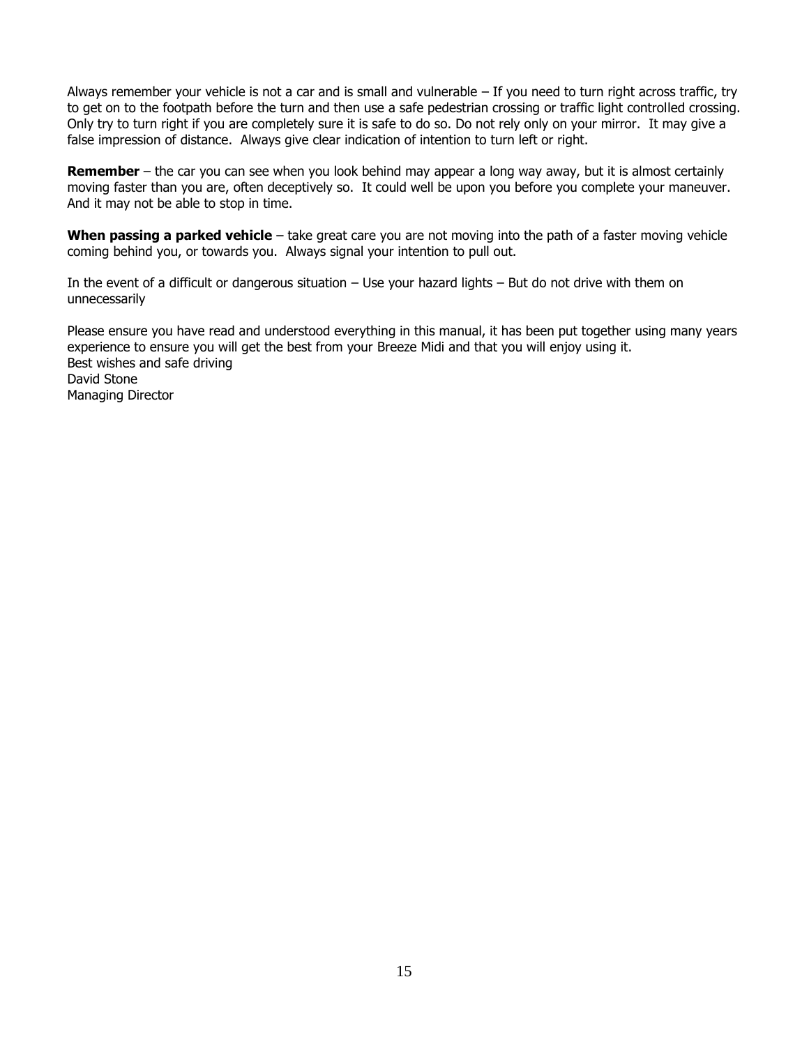Always remember your vehicle is not a car and is small and vulnerable – If you need to turn right across traffic, try to get on to the footpath before the turn and then use a safe pedestrian crossing or traffic light controlled crossing. Only try to turn right if you are completely sure it is safe to do so. Do not rely only on your mirror. It may give a false impression of distance. Always give clear indication of intention to turn left or right.

**Remember** – the car you can see when you look behind may appear a long way away, but it is almost certainly moving faster than you are, often deceptively so. It could well be upon you before you complete your maneuver. And it may not be able to stop in time.

**When passing a parked vehicle** – take great care you are not moving into the path of a faster moving vehicle coming behind you, or towards you. Always signal your intention to pull out.

In the event of a difficult or dangerous situation – Use your hazard lights – But do not drive with them on unnecessarily

Please ensure you have read and understood everything in this manual, it has been put together using many years experience to ensure you will get the best from your Breeze Midi and that you will enjoy using it.
Best wishes and safe driving
David Stone
Managing Director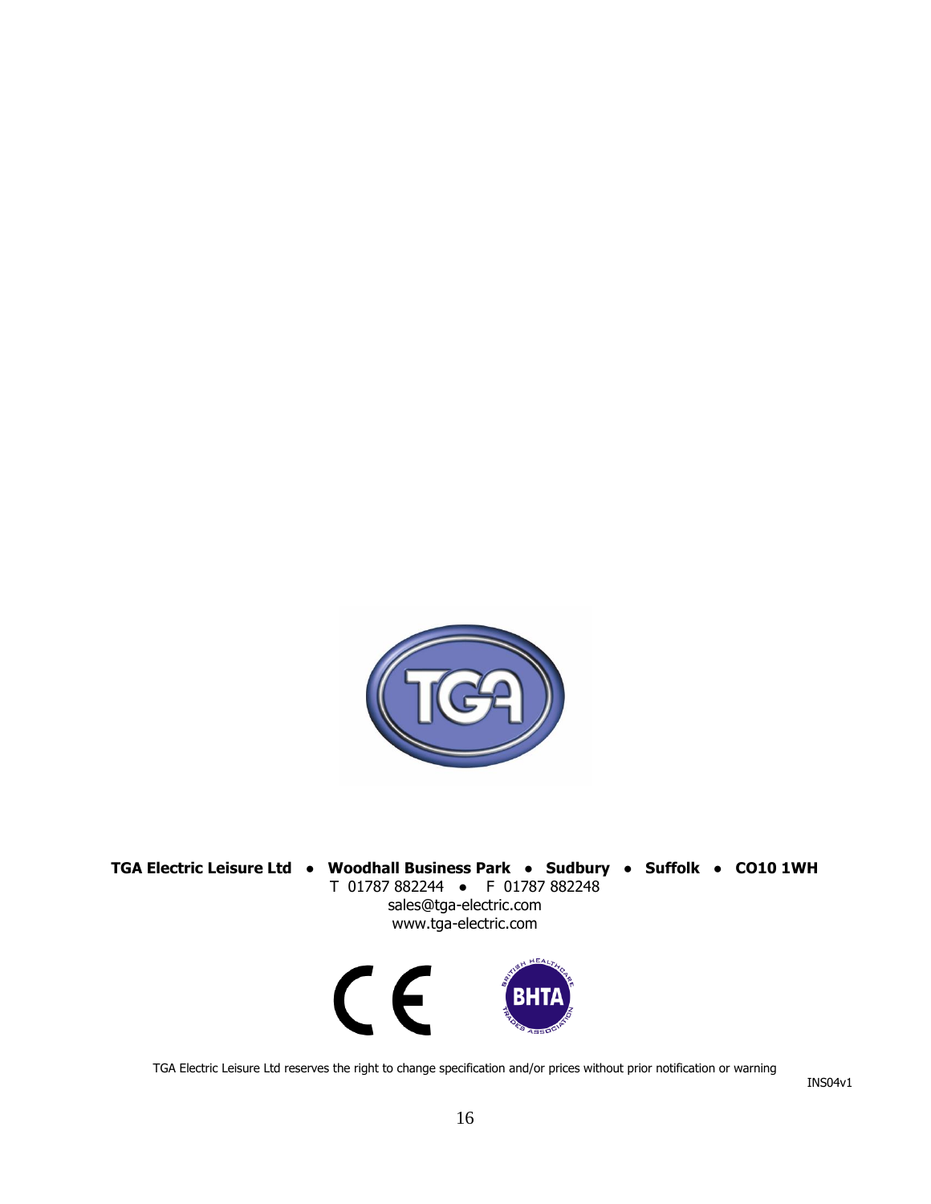**TGA Electric Leisure Ltd • Woodhall Business Park • Sudbury • Suffolk • CO10 1WH**

T 01787 882244 • F 01787 882248

sales@tga-electric.com

www.tga-electric.com

TGA Electric Leisure Ltd reserves the right to change specification and/or prices without prior notification or warning

INS04v1